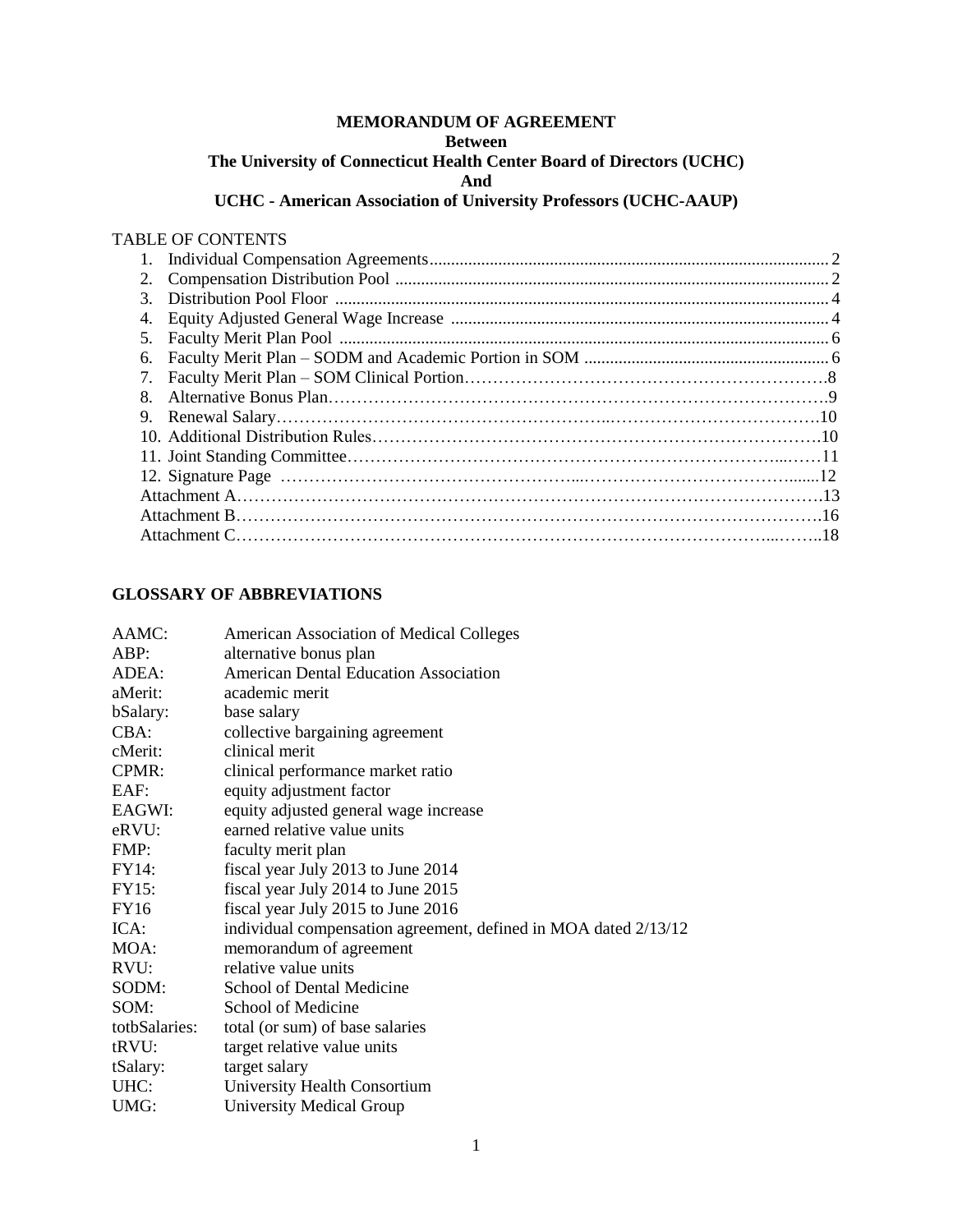**MEMORANDUM OF AGREEMENT**
**Between**
**The University of Connecticut Health Center Board of Directors (UCHC)**
**And**
**UCHC - American Association of University Professors (UCHC-AAUP)**

TABLE OF CONTENTS

1. Individual Compensation Agreements ........ 2
2. Compensation Distribution Pool ........ 2
3. Distribution Pool Floor ........ 4
4. Equity Adjusted General Wage Increase ........ 4
5. Faculty Merit Plan Pool ........ 6
6. Faculty Merit Plan – SODM and Academic Portion in SOM ........ 6
7. Faculty Merit Plan – SOM Clinical Portion ........ 8
8. Alternative Bonus Plan ........ 9
9. Renewal Salary ........ 10
10. Additional Distribution Rules ........ 10
11. Joint Standing Committee ........ 11
12. Signature Page ........ 12

Attachment A ........ 13
Attachment B ........ 16
Attachment C ........ 18

## GLOSSARY OF ABBREVIATIONS

| | |
|---|---|
| AAMC: | American Association of Medical Colleges |
| ABP: | alternative bonus plan |
| ADEA: | American Dental Education Association |
| aMerit: | academic merit |
| bSalary: | base salary |
| CBA: | collective bargaining agreement |
| cMerit: | clinical merit |
| CPMR: | clinical performance market ratio |
| EAF: | equity adjustment factor |
| EAGWI: | equity adjusted general wage increase |
| eRVU: | earned relative value units |
| FMP: | faculty merit plan |
| FY14: | fiscal year July 2013 to June 2014 |
| FY15: | fiscal year July 2014 to June 2015 |
| FY16 | fiscal year July 2015 to June 2016 |
| ICA: | individual compensation agreement, defined in MOA dated 2/13/12 |
| MOA: | memorandum of agreement |
| RVU: | relative value units |
| SODM: | School of Dental Medicine |
| SOM: | School of Medicine |
| totbSalaries: | total (or sum) of base salaries |
| tRVU: | target relative value units |
| tSalary: | target salary |
| UHC: | University Health Consortium |
| UMG: | University Medical Group |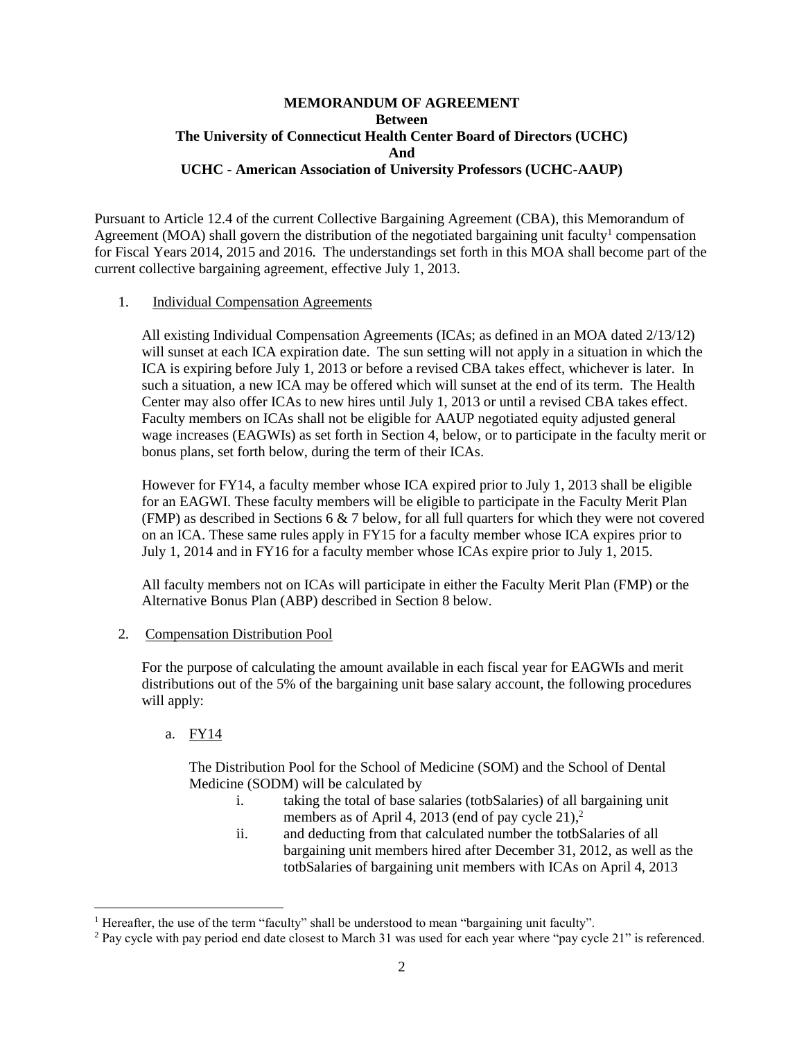**MEMORANDUM OF AGREEMENT**
**Between**
**The University of Connecticut Health Center Board of Directors (UCHC)**
**And**
**UCHC - American Association of University Professors (UCHC-AAUP)**

Pursuant to Article 12.4 of the current Collective Bargaining Agreement (CBA), this Memorandum of Agreement (MOA) shall govern the distribution of the negotiated bargaining unit faculty[1] compensation for Fiscal Years 2014, 2015 and 2016. The understandings set forth in this MOA shall become part of the current collective bargaining agreement, effective July 1, 2013.

1. Individual Compensation Agreements

   All existing Individual Compensation Agreements (ICAs; as defined in an MOA dated 2/13/12) will sunset at each ICA expiration date. The sun setting will not apply in a situation in which the ICA is expiring before July 1, 2013 or before a revised CBA takes effect, whichever is later. In such a situation, a new ICA may be offered which will sunset at the end of its term. The Health Center may also offer ICAs to new hires until July 1, 2013 or until a revised CBA takes effect. Faculty members on ICAs shall not be eligible for AAUP negotiated equity adjusted general wage increases (EAGWIs) as set forth in Section 4, below, or to participate in the faculty merit or bonus plans, set forth below, during the term of their ICAs.

   However for FY14, a faculty member whose ICA expired prior to July 1, 2013 shall be eligible for an EAGWI. These faculty members will be eligible to participate in the Faculty Merit Plan (FMP) as described in Sections 6 & 7 below, for all full quarters for which they were not covered on an ICA. These same rules apply in FY15 for a faculty member whose ICA expires prior to July 1, 2014 and in FY16 for a faculty member whose ICAs expire prior to July 1, 2015.

   All faculty members not on ICAs will participate in either the Faculty Merit Plan (FMP) or the Alternative Bonus Plan (ABP) described in Section 8 below.

2. Compensation Distribution Pool

   For the purpose of calculating the amount available in each fiscal year for EAGWIs and merit distributions out of the 5% of the bargaining unit base salary account, the following procedures will apply:

   a. FY14

      The Distribution Pool for the School of Medicine (SOM) and the School of Dental Medicine (SODM) will be calculated by

      i. taking the total of base salaries (totbSalaries) of all bargaining unit members as of April 4, 2013 (end of pay cycle 21),[2]
      ii. and deducting from that calculated number the totbSalaries of all bargaining unit members hired after December 31, 2012, as well as the totbSalaries of bargaining unit members with ICAs on April 4, 2013

[1] Hereafter, the use of the term "faculty" shall be understood to mean "bargaining unit faculty".

[2] Pay cycle with pay period end date closest to March 31 was used for each year where "pay cycle 21" is referenced.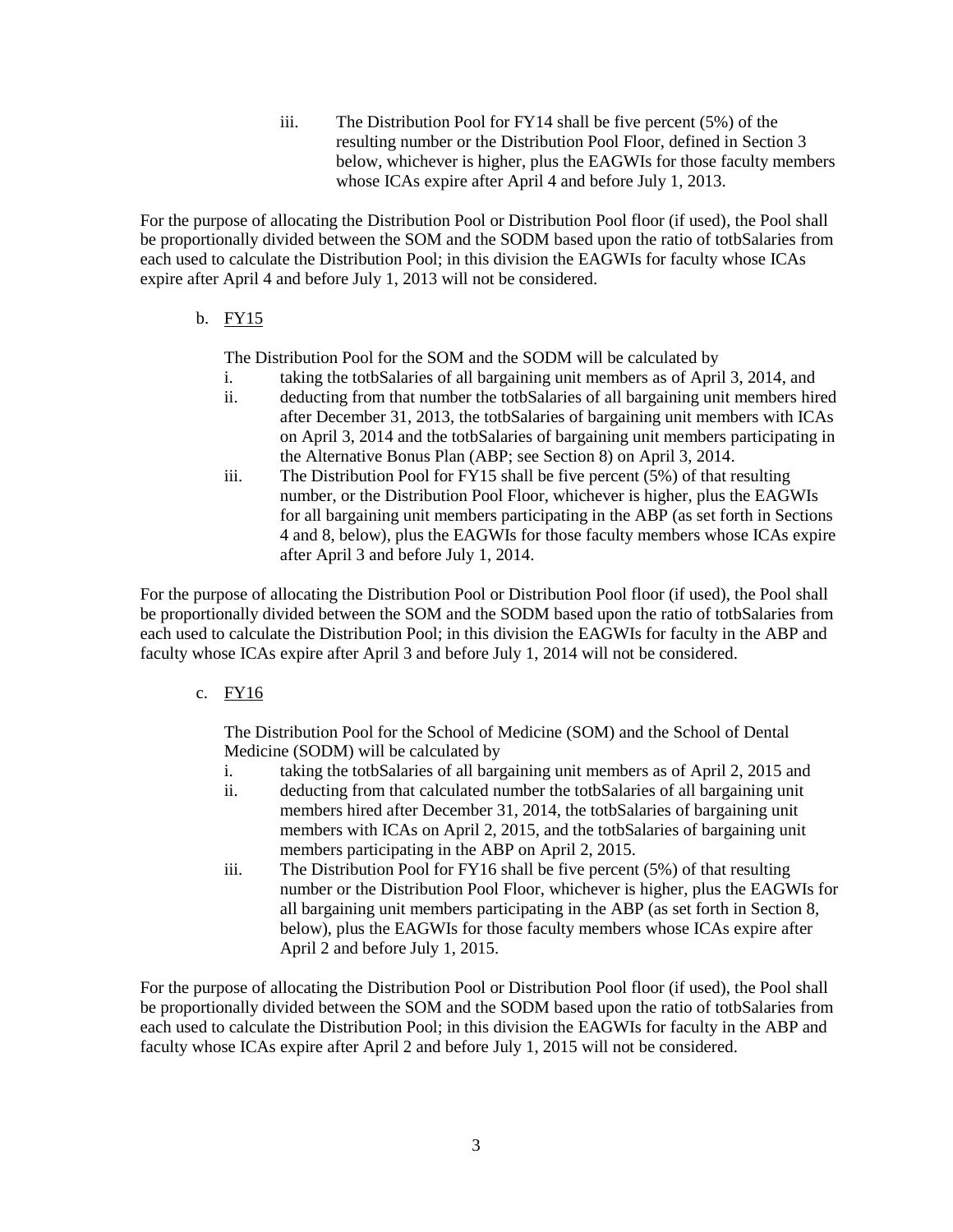iii. The Distribution Pool for FY14 shall be five percent (5%) of the resulting number or the Distribution Pool Floor, defined in Section 3 below, whichever is higher, plus the EAGWIs for those faculty members whose ICAs expire after April 4 and before July 1, 2013.

For the purpose of allocating the Distribution Pool or Distribution Pool floor (if used), the Pool shall be proportionally divided between the SOM and the SODM based upon the ratio of totbSalaries from each used to calculate the Distribution Pool; in this division the EAGWIs for faculty whose ICAs expire after April 4 and before July 1, 2013 will not be considered.

b. <u>FY15</u>

The Distribution Pool for the SOM and the SODM will be calculated by

i. taking the totbSalaries of all bargaining unit members as of April 3, 2014, and
ii. deducting from that number the totbSalaries of all bargaining unit members hired after December 31, 2013, the totbSalaries of bargaining unit members with ICAs on April 3, 2014 and the totbSalaries of bargaining unit members participating in the Alternative Bonus Plan (ABP; see Section 8) on April 3, 2014.
iii. The Distribution Pool for FY15 shall be five percent (5%) of that resulting number, or the Distribution Pool Floor, whichever is higher, plus the EAGWIs for all bargaining unit members participating in the ABP (as set forth in Sections 4 and 8, below), plus the EAGWIs for those faculty members whose ICAs expire after April 3 and before July 1, 2014.

For the purpose of allocating the Distribution Pool or Distribution Pool floor (if used), the Pool shall be proportionally divided between the SOM and the SODM based upon the ratio of totbSalaries from each used to calculate the Distribution Pool; in this division the EAGWIs for faculty in the ABP and faculty whose ICAs expire after April 3 and before July 1, 2014 will not be considered.

c. <u>FY16</u>

The Distribution Pool for the School of Medicine (SOM) and the School of Dental Medicine (SODM) will be calculated by

i. taking the totbSalaries of all bargaining unit members as of April 2, 2015 and
ii. deducting from that calculated number the totbSalaries of all bargaining unit members hired after December 31, 2014, the totbSalaries of bargaining unit members with ICAs on April 2, 2015, and the totbSalaries of bargaining unit members participating in the ABP on April 2, 2015.
iii. The Distribution Pool for FY16 shall be five percent (5%) of that resulting number or the Distribution Pool Floor, whichever is higher, plus the EAGWIs for all bargaining unit members participating in the ABP (as set forth in Section 8, below), plus the EAGWIs for those faculty members whose ICAs expire after April 2 and before July 1, 2015.

For the purpose of allocating the Distribution Pool or Distribution Pool floor (if used), the Pool shall be proportionally divided between the SOM and the SODM based upon the ratio of totbSalaries from each used to calculate the Distribution Pool; in this division the EAGWIs for faculty in the ABP and faculty whose ICAs expire after April 2 and before July 1, 2015 will not be considered.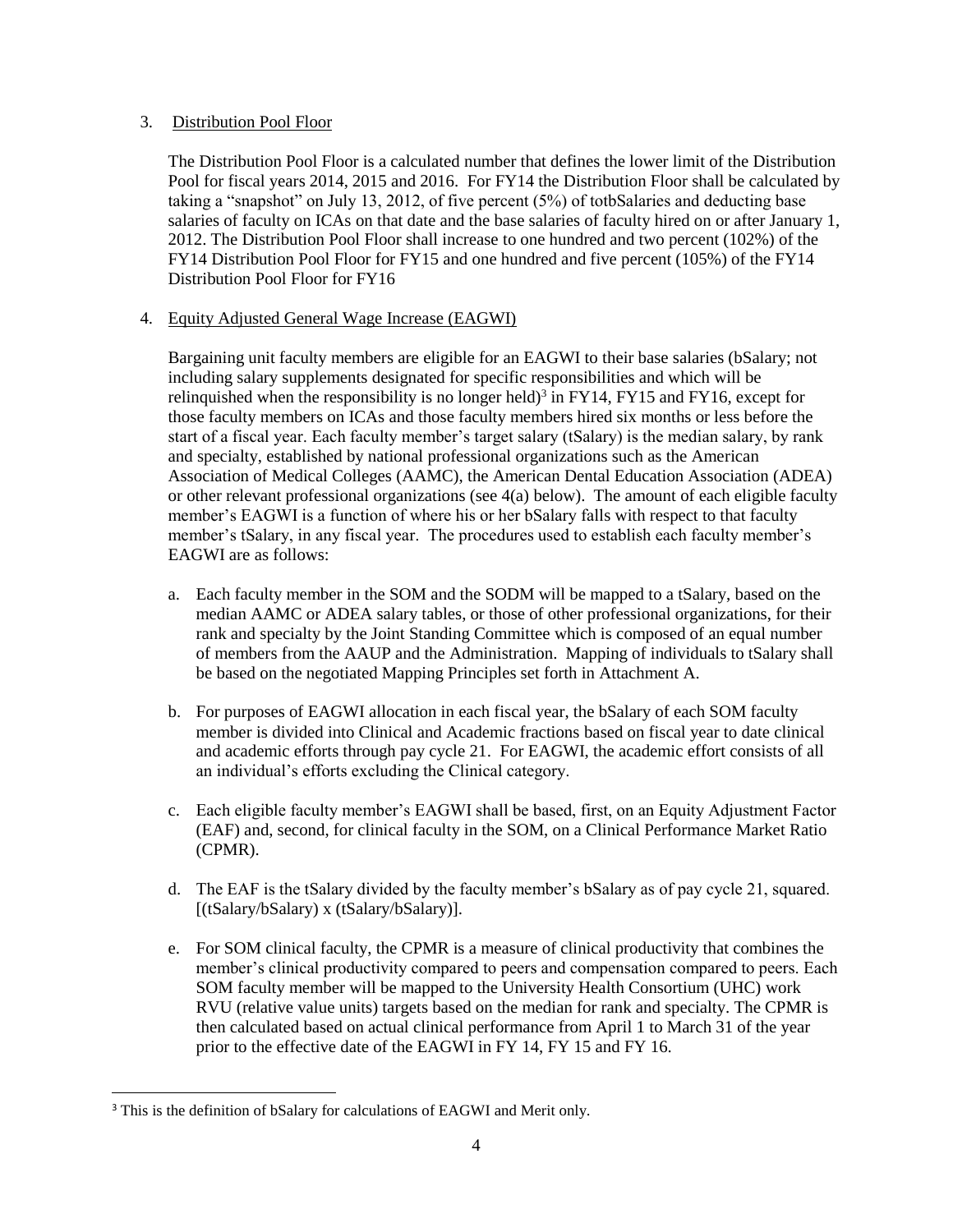3. <u>Distribution Pool Floor</u>

   The Distribution Pool Floor is a calculated number that defines the lower limit of the Distribution Pool for fiscal years 2014, 2015 and 2016. For FY14 the Distribution Floor shall be calculated by taking a "snapshot" on July 13, 2012, of five percent (5%) of totbSalaries and deducting base salaries of faculty on ICAs on that date and the base salaries of faculty hired on or after January 1, 2012. The Distribution Pool Floor shall increase to one hundred and two percent (102%) of the FY14 Distribution Pool Floor for FY15 and one hundred and five percent (105%) of the FY14 Distribution Pool Floor for FY16

4. <u>Equity Adjusted General Wage Increase (EAGWI)</u>

   Bargaining unit faculty members are eligible for an EAGWI to their base salaries (bSalary; not including salary supplements designated for specific responsibilities and which will be relinquished when the responsibility is no longer held)[3] in FY14, FY15 and FY16, except for those faculty members on ICAs and those faculty members hired six months or less before the start of a fiscal year. Each faculty member's target salary (tSalary) is the median salary, by rank and specialty, established by national professional organizations such as the American Association of Medical Colleges (AAMC), the American Dental Education Association (ADEA) or other relevant professional organizations (see 4(a) below). The amount of each eligible faculty member's EAGWI is a function of where his or her bSalary falls with respect to that faculty member's tSalary, in any fiscal year. The procedures used to establish each faculty member's EAGWI are as follows:

   a. Each faculty member in the SOM and the SODM will be mapped to a tSalary, based on the median AAMC or ADEA salary tables, or those of other professional organizations, for their rank and specialty by the Joint Standing Committee which is composed of an equal number of members from the AAUP and the Administration. Mapping of individuals to tSalary shall be based on the negotiated Mapping Principles set forth in Attachment A.

   b. For purposes of EAGWI allocation in each fiscal year, the bSalary of each SOM faculty member is divided into Clinical and Academic fractions based on fiscal year to date clinical and academic efforts through pay cycle 21. For EAGWI, the academic effort consists of all an individual's efforts excluding the Clinical category.

   c. Each eligible faculty member's EAGWI shall be based, first, on an Equity Adjustment Factor (EAF) and, second, for clinical faculty in the SOM, on a Clinical Performance Market Ratio (CPMR).

   d. The EAF is the tSalary divided by the faculty member's bSalary as of pay cycle 21, squared. [(tSalary/bSalary) x (tSalary/bSalary)].

   e. For SOM clinical faculty, the CPMR is a measure of clinical productivity that combines the member's clinical productivity compared to peers and compensation compared to peers. Each SOM faculty member will be mapped to the University Health Consortium (UHC) work RVU (relative value units) targets based on the median for rank and specialty. The CPMR is then calculated based on actual clinical performance from April 1 to March 31 of the year prior to the effective date of the EAGWI in FY 14, FY 15 and FY 16.

---

[3] This is the definition of bSalary for calculations of EAGWI and Merit only.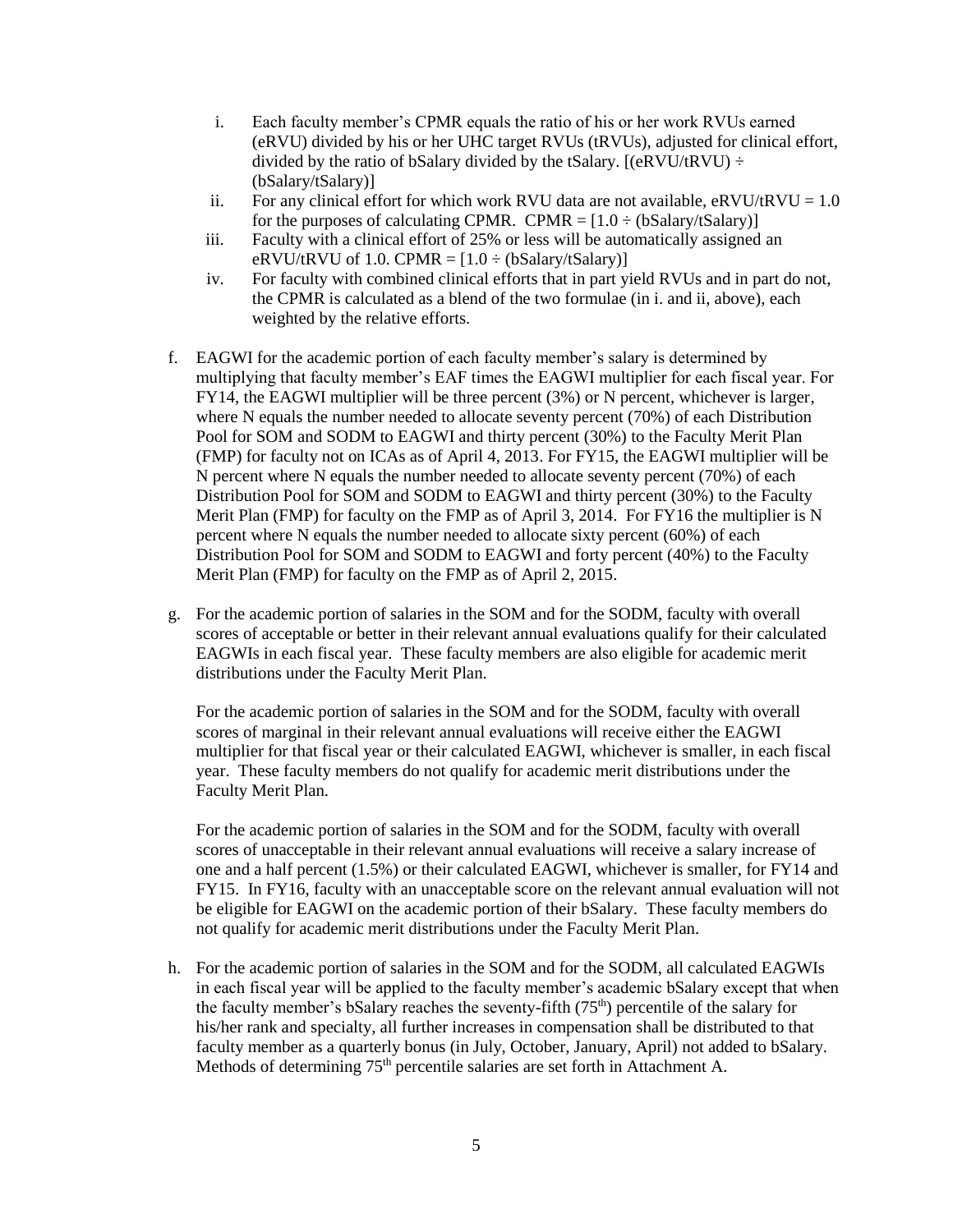i. Each faculty member's CPMR equals the ratio of his or her work RVUs earned (eRVU) divided by his or her UHC target RVUs (tRVUs), adjusted for clinical effort, divided by the ratio of bSalary divided by the tSalary. [(eRVU/tRVU) ÷ (bSalary/tSalary)]

ii. For any clinical effort for which work RVU data are not available, eRVU/tRVU = 1.0 for the purposes of calculating CPMR. CPMR = [1.0 ÷ (bSalary/tSalary)]

iii. Faculty with a clinical effort of 25% or less will be automatically assigned an eRVU/tRVU of 1.0. CPMR = [1.0 ÷ (bSalary/tSalary)]

iv. For faculty with combined clinical efforts that in part yield RVUs and in part do not, the CPMR is calculated as a blend of the two formulae (in i. and ii, above), each weighted by the relative efforts.

f. EAGWI for the academic portion of each faculty member's salary is determined by multiplying that faculty member's EAF times the EAGWI multiplier for each fiscal year. For FY14, the EAGWI multiplier will be three percent (3%) or N percent, whichever is larger, where N equals the number needed to allocate seventy percent (70%) of each Distribution Pool for SOM and SODM to EAGWI and thirty percent (30%) to the Faculty Merit Plan (FMP) for faculty not on ICAs as of April 4, 2013. For FY15, the EAGWI multiplier will be N percent where N equals the number needed to allocate seventy percent (70%) of each Distribution Pool for SOM and SODM to EAGWI and thirty percent (30%) to the Faculty Merit Plan (FMP) for faculty on the FMP as of April 3, 2014. For FY16 the multiplier is N percent where N equals the number needed to allocate sixty percent (60%) of each Distribution Pool for SOM and SODM to EAGWI and forty percent (40%) to the Faculty Merit Plan (FMP) for faculty on the FMP as of April 2, 2015.

g. For the academic portion of salaries in the SOM and for the SODM, faculty with overall scores of acceptable or better in their relevant annual evaluations qualify for their calculated EAGWIs in each fiscal year. These faculty members are also eligible for academic merit distributions under the Faculty Merit Plan.

   For the academic portion of salaries in the SOM and for the SODM, faculty with overall scores of marginal in their relevant annual evaluations will receive either the EAGWI multiplier for that fiscal year or their calculated EAGWI, whichever is smaller, in each fiscal year. These faculty members do not qualify for academic merit distributions under the Faculty Merit Plan.

   For the academic portion of salaries in the SOM and for the SODM, faculty with overall scores of unacceptable in their relevant annual evaluations will receive a salary increase of one and a half percent (1.5%) or their calculated EAGWI, whichever is smaller, for FY14 and FY15. In FY16, faculty with an unacceptable score on the relevant annual evaluation will not be eligible for EAGWI on the academic portion of their bSalary. These faculty members do not qualify for academic merit distributions under the Faculty Merit Plan.

h. For the academic portion of salaries in the SOM and for the SODM, all calculated EAGWIs in each fiscal year will be applied to the faculty member's academic bSalary except that when the faculty member's bSalary reaches the seventy-fifth ($75^{th}$) percentile of the salary for his/her rank and specialty, all further increases in compensation shall be distributed to that faculty member as a quarterly bonus (in July, October, January, April) not added to bSalary. Methods of determining $75^{th}$ percentile salaries are set forth in Attachment A.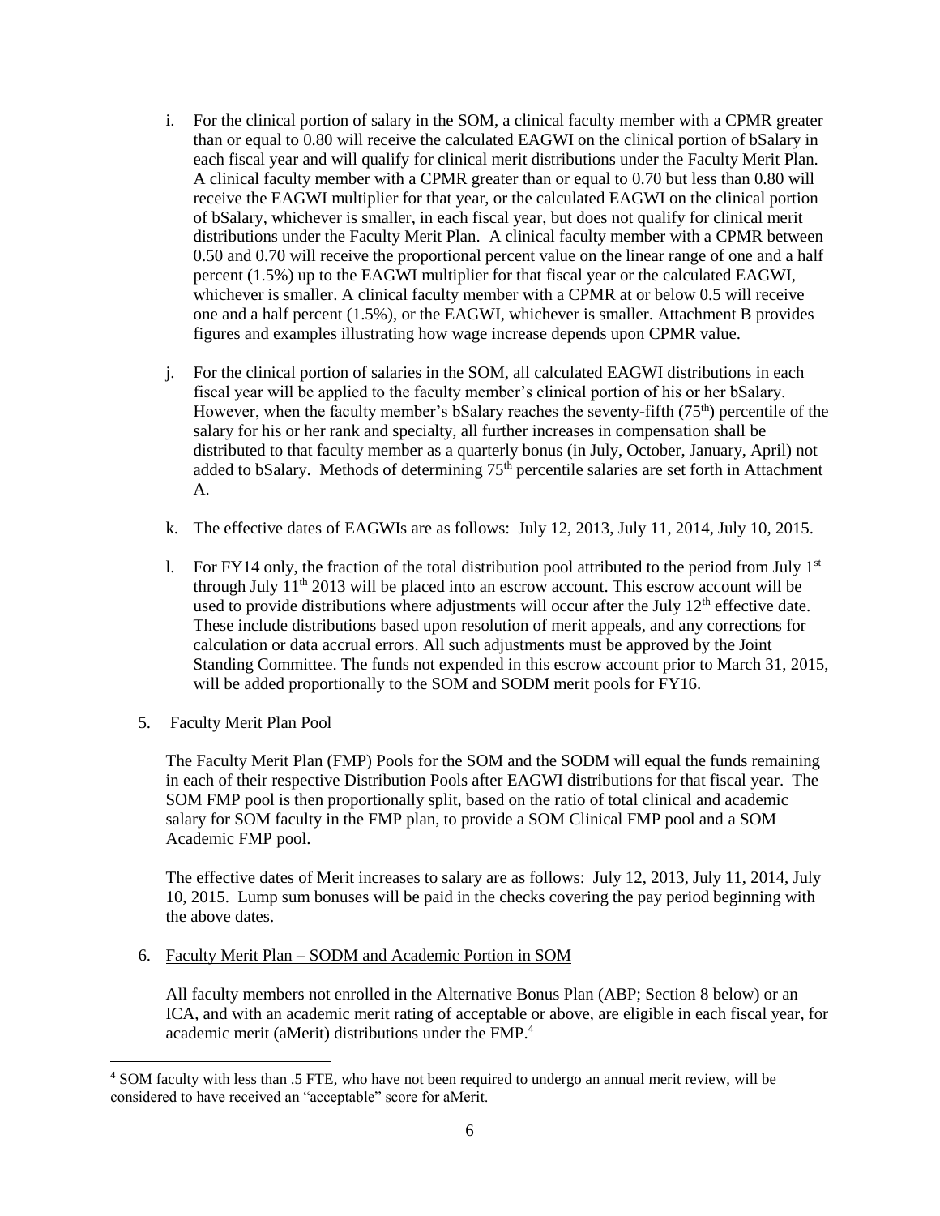i. For the clinical portion of salary in the SOM, a clinical faculty member with a CPMR greater than or equal to 0.80 will receive the calculated EAGWI on the clinical portion of bSalary in each fiscal year and will qualify for clinical merit distributions under the Faculty Merit Plan. A clinical faculty member with a CPMR greater than or equal to 0.70 but less than 0.80 will receive the EAGWI multiplier for that year, or the calculated EAGWI on the clinical portion of bSalary, whichever is smaller, in each fiscal year, but does not qualify for clinical merit distributions under the Faculty Merit Plan. A clinical faculty member with a CPMR between 0.50 and 0.70 will receive the proportional percent value on the linear range of one and a half percent (1.5%) up to the EAGWI multiplier for that fiscal year or the calculated EAGWI, whichever is smaller. A clinical faculty member with a CPMR at or below 0.5 will receive one and a half percent (1.5%), or the EAGWI, whichever is smaller. Attachment B provides figures and examples illustrating how wage increase depends upon CPMR value.

j. For the clinical portion of salaries in the SOM, all calculated EAGWI distributions in each fiscal year will be applied to the faculty member's clinical portion of his or her bSalary. However, when the faculty member's bSalary reaches the seventy-fifth (75th) percentile of the salary for his or her rank and specialty, all further increases in compensation shall be distributed to that faculty member as a quarterly bonus (in July, October, January, April) not added to bSalary. Methods of determining 75th percentile salaries are set forth in Attachment A.

k. The effective dates of EAGWIs are as follows: July 12, 2013, July 11, 2014, July 10, 2015.

l. For FY14 only, the fraction of the total distribution pool attributed to the period from July 1st through July 11th 2013 will be placed into an escrow account. This escrow account will be used to provide distributions where adjustments will occur after the July 12th effective date. These include distributions based upon resolution of merit appeals, and any corrections for calculation or data accrual errors. All such adjustments must be approved by the Joint Standing Committee. The funds not expended in this escrow account prior to March 31, 2015, will be added proportionally to the SOM and SODM merit pools for FY16.

5. Faculty Merit Plan Pool

The Faculty Merit Plan (FMP) Pools for the SOM and the SODM will equal the funds remaining in each of their respective Distribution Pools after EAGWI distributions for that fiscal year. The SOM FMP pool is then proportionally split, based on the ratio of total clinical and academic salary for SOM faculty in the FMP plan, to provide a SOM Clinical FMP pool and a SOM Academic FMP pool.

The effective dates of Merit increases to salary are as follows: July 12, 2013, July 11, 2014, July 10, 2015. Lump sum bonuses will be paid in the checks covering the pay period beginning with the above dates.

6. Faculty Merit Plan – SODM and Academic Portion in SOM

All faculty members not enrolled in the Alternative Bonus Plan (ABP; Section 8 below) or an ICA, and with an academic merit rating of acceptable or above, are eligible in each fiscal year, for academic merit (aMerit) distributions under the FMP.[4]

[4] SOM faculty with less than .5 FTE, who have not been required to undergo an annual merit review, will be considered to have received an "acceptable" score for aMerit.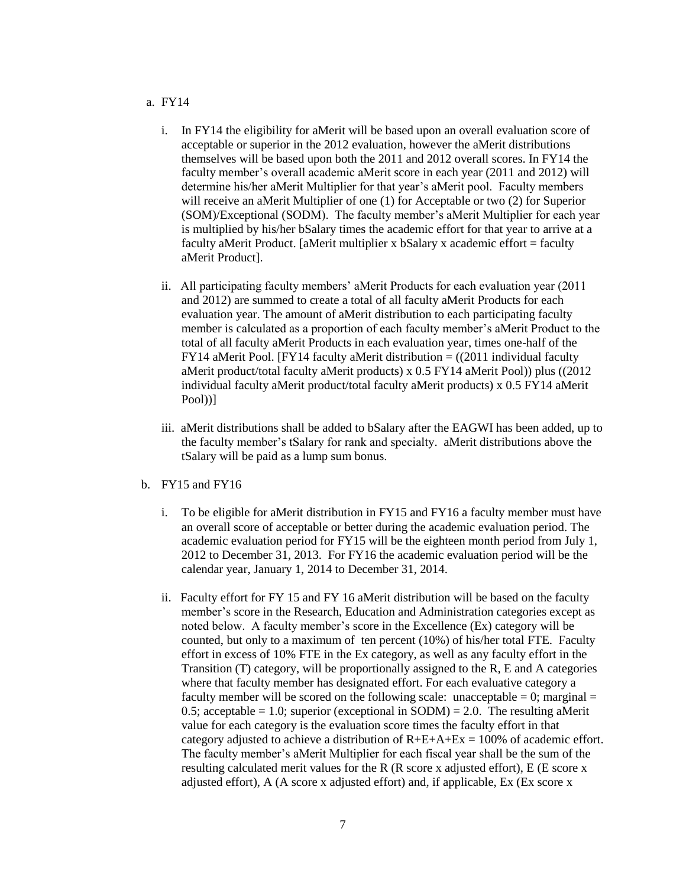a. FY14

   i. In FY14 the eligibility for aMerit will be based upon an overall evaluation score of acceptable or superior in the 2012 evaluation, however the aMerit distributions themselves will be based upon both the 2011 and 2012 overall scores. In FY14 the faculty member's overall academic aMerit score in each year (2011 and 2012) will determine his/her aMerit Multiplier for that year's aMerit pool. Faculty members will receive an aMerit Multiplier of one (1) for Acceptable or two (2) for Superior (SOM)/Exceptional (SODM). The faculty member's aMerit Multiplier for each year is multiplied by his/her bSalary times the academic effort for that year to arrive at a faculty aMerit Product. [aMerit multiplier x bSalary x academic effort = faculty aMerit Product].

   ii. All participating faculty members' aMerit Products for each evaluation year (2011 and 2012) are summed to create a total of all faculty aMerit Products for each evaluation year. The amount of aMerit distribution to each participating faculty member is calculated as a proportion of each faculty member's aMerit Product to the total of all faculty aMerit Products in each evaluation year, times one-half of the FY14 aMerit Pool. [FY14 faculty aMerit distribution = ((2011 individual faculty aMerit product/total faculty aMerit products) x 0.5 FY14 aMerit Pool)) plus ((2012 individual faculty aMerit product/total faculty aMerit products) x 0.5 FY14 aMerit Pool))]

   iii. aMerit distributions shall be added to bSalary after the EAGWI has been added, up to the faculty member's tSalary for rank and specialty. aMerit distributions above the tSalary will be paid as a lump sum bonus.

b. FY15 and FY16

   i. To be eligible for aMerit distribution in FY15 and FY16 a faculty member must have an overall score of acceptable or better during the academic evaluation period. The academic evaluation period for FY15 will be the eighteen month period from July 1, 2012 to December 31, 2013. For FY16 the academic evaluation period will be the calendar year, January 1, 2014 to December 31, 2014.

   ii. Faculty effort for FY 15 and FY 16 aMerit distribution will be based on the faculty member's score in the Research, Education and Administration categories except as noted below. A faculty member's score in the Excellence (Ex) category will be counted, but only to a maximum of ten percent (10%) of his/her total FTE. Faculty effort in excess of 10% FTE in the Ex category, as well as any faculty effort in the Transition (T) category, will be proportionally assigned to the R, E and A categories where that faculty member has designated effort. For each evaluative category a faculty member will be scored on the following scale: unacceptable = 0; marginal = 0.5; acceptable = 1.0; superior (exceptional in SODM) = 2.0. The resulting aMerit value for each category is the evaluation score times the faculty effort in that category adjusted to achieve a distribution of R+E+A+Ex = 100% of academic effort. The faculty member's aMerit Multiplier for each fiscal year shall be the sum of the resulting calculated merit values for the R (R score x adjusted effort), E (E score x adjusted effort), A (A score x adjusted effort) and, if applicable, Ex (Ex score x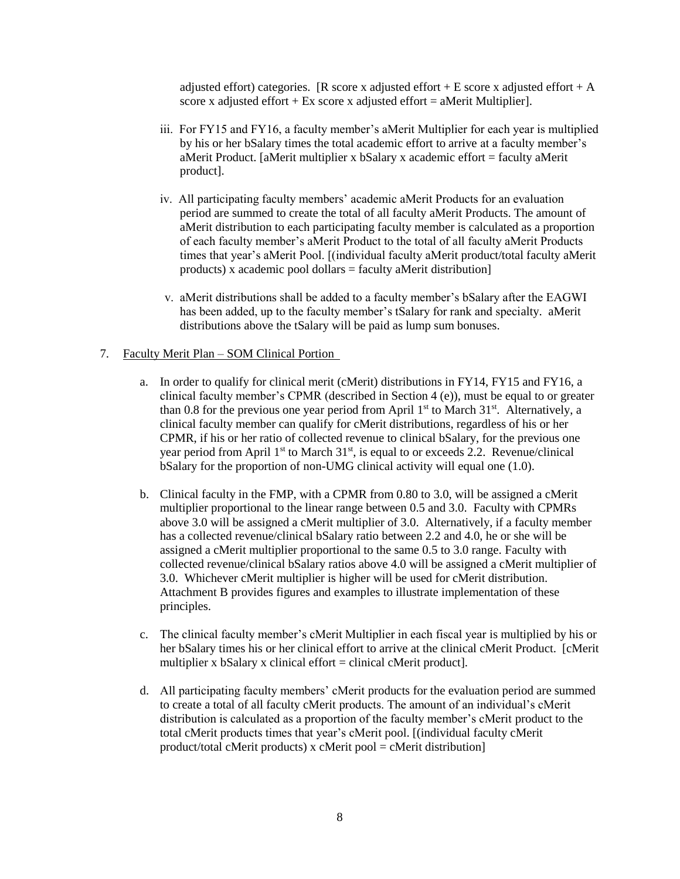adjusted effort) categories. [R score x adjusted effort + E score x adjusted effort + A score x adjusted effort + Ex score x adjusted effort = aMerit Multiplier].

iii. For FY15 and FY16, a faculty member's aMerit Multiplier for each year is multiplied by his or her bSalary times the total academic effort to arrive at a faculty member's aMerit Product. [aMerit multiplier x bSalary x academic effort = faculty aMerit product].

iv. All participating faculty members' academic aMerit Products for an evaluation period are summed to create the total of all faculty aMerit Products. The amount of aMerit distribution to each participating faculty member is calculated as a proportion of each faculty member's aMerit Product to the total of all faculty aMerit Products times that year's aMerit Pool. [(individual faculty aMerit product/total faculty aMerit products) x academic pool dollars = faculty aMerit distribution]

v. aMerit distributions shall be added to a faculty member's bSalary after the EAGWI has been added, up to the faculty member's tSalary for rank and specialty. aMerit distributions above the tSalary will be paid as lump sum bonuses.

7. Faculty Merit Plan – SOM Clinical Portion

a. In order to qualify for clinical merit (cMerit) distributions in FY14, FY15 and FY16, a clinical faculty member's CPMR (described in Section 4 (e)), must be equal to or greater than 0.8 for the previous one year period from April 1st to March 31st. Alternatively, a clinical faculty member can qualify for cMerit distributions, regardless of his or her CPMR, if his or her ratio of collected revenue to clinical bSalary, for the previous one year period from April 1st to March 31st, is equal to or exceeds 2.2. Revenue/clinical bSalary for the proportion of non-UMG clinical activity will equal one (1.0).

b. Clinical faculty in the FMP, with a CPMR from 0.80 to 3.0, will be assigned a cMerit multiplier proportional to the linear range between 0.5 and 3.0. Faculty with CPMRs above 3.0 will be assigned a cMerit multiplier of 3.0. Alternatively, if a faculty member has a collected revenue/clinical bSalary ratio between 2.2 and 4.0, he or she will be assigned a cMerit multiplier proportional to the same 0.5 to 3.0 range. Faculty with collected revenue/clinical bSalary ratios above 4.0 will be assigned a cMerit multiplier of 3.0. Whichever cMerit multiplier is higher will be used for cMerit distribution. Attachment B provides figures and examples to illustrate implementation of these principles.

c. The clinical faculty member's cMerit Multiplier in each fiscal year is multiplied by his or her bSalary times his or her clinical effort to arrive at the clinical cMerit Product. [cMerit multiplier x bSalary x clinical effort = clinical cMerit product].

d. All participating faculty members' cMerit products for the evaluation period are summed to create a total of all faculty cMerit products. The amount of an individual's cMerit distribution is calculated as a proportion of the faculty member's cMerit product to the total cMerit products times that year's cMerit pool. [(individual faculty cMerit product/total cMerit products) x cMerit pool = cMerit distribution]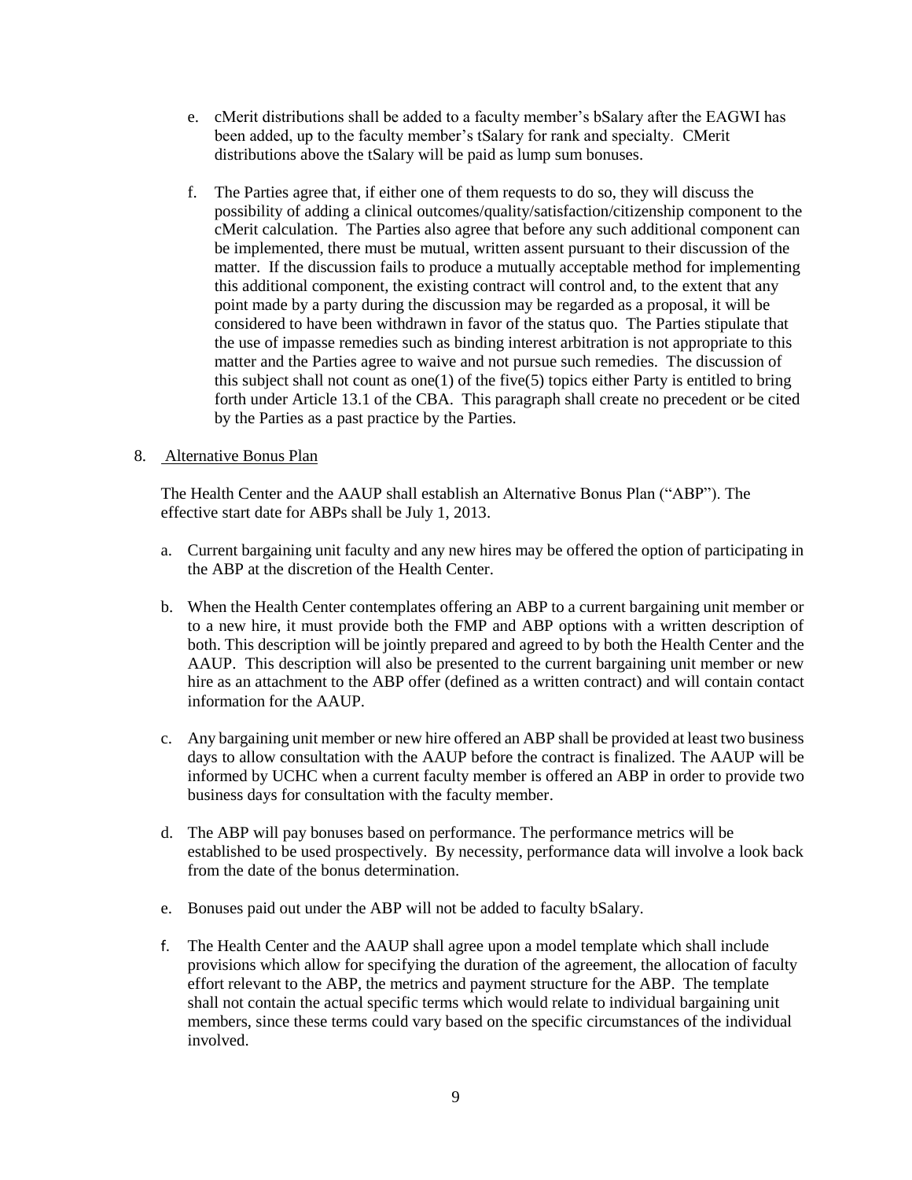e. cMerit distributions shall be added to a faculty member's bSalary after the EAGWI has been added, up to the faculty member's tSalary for rank and specialty. CMerit distributions above the tSalary will be paid as lump sum bonuses.

f. The Parties agree that, if either one of them requests to do so, they will discuss the possibility of adding a clinical outcomes/quality/satisfaction/citizenship component to the cMerit calculation. The Parties also agree that before any such additional component can be implemented, there must be mutual, written assent pursuant to their discussion of the matter. If the discussion fails to produce a mutually acceptable method for implementing this additional component, the existing contract will control and, to the extent that any point made by a party during the discussion may be regarded as a proposal, it will be considered to have been withdrawn in favor of the status quo. The Parties stipulate that the use of impasse remedies such as binding interest arbitration is not appropriate to this matter and the Parties agree to waive and not pursue such remedies. The discussion of this subject shall not count as one(1) of the five(5) topics either Party is entitled to bring forth under Article 13.1 of the CBA. This paragraph shall create no precedent or be cited by the Parties as a past practice by the Parties.

8. Alternative Bonus Plan

The Health Center and the AAUP shall establish an Alternative Bonus Plan ("ABP"). The effective start date for ABPs shall be July 1, 2013.

a. Current bargaining unit faculty and any new hires may be offered the option of participating in the ABP at the discretion of the Health Center.

b. When the Health Center contemplates offering an ABP to a current bargaining unit member or to a new hire, it must provide both the FMP and ABP options with a written description of both. This description will be jointly prepared and agreed to by both the Health Center and the AAUP. This description will also be presented to the current bargaining unit member or new hire as an attachment to the ABP offer (defined as a written contract) and will contain contact information for the AAUP.

c. Any bargaining unit member or new hire offered an ABP shall be provided at least two business days to allow consultation with the AAUP before the contract is finalized. The AAUP will be informed by UCHC when a current faculty member is offered an ABP in order to provide two business days for consultation with the faculty member.

d. The ABP will pay bonuses based on performance. The performance metrics will be established to be used prospectively. By necessity, performance data will involve a look back from the date of the bonus determination.

e. Bonuses paid out under the ABP will not be added to faculty bSalary.

f. The Health Center and the AAUP shall agree upon a model template which shall include provisions which allow for specifying the duration of the agreement, the allocation of faculty effort relevant to the ABP, the metrics and payment structure for the ABP. The template shall not contain the actual specific terms which would relate to individual bargaining unit members, since these terms could vary based on the specific circumstances of the individual involved.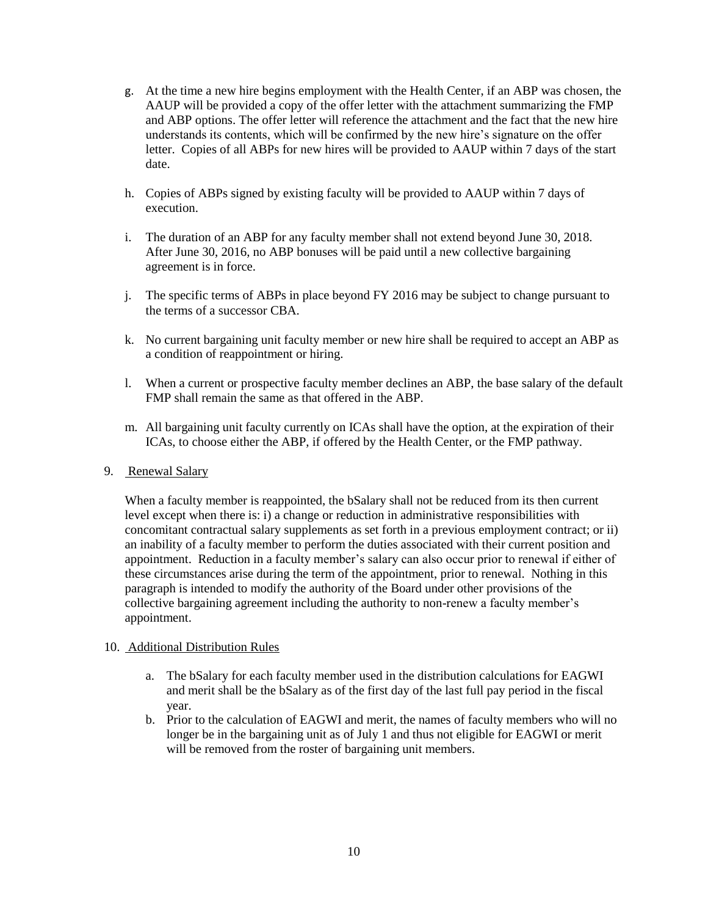g. At the time a new hire begins employment with the Health Center, if an ABP was chosen, the AAUP will be provided a copy of the offer letter with the attachment summarizing the FMP and ABP options. The offer letter will reference the attachment and the fact that the new hire understands its contents, which will be confirmed by the new hire's signature on the offer letter. Copies of all ABPs for new hires will be provided to AAUP within 7 days of the start date.

h. Copies of ABPs signed by existing faculty will be provided to AAUP within 7 days of execution.

i. The duration of an ABP for any faculty member shall not extend beyond June 30, 2018. After June 30, 2016, no ABP bonuses will be paid until a new collective bargaining agreement is in force.

j. The specific terms of ABPs in place beyond FY 2016 may be subject to change pursuant to the terms of a successor CBA.

k. No current bargaining unit faculty member or new hire shall be required to accept an ABP as a condition of reappointment or hiring.

l. When a current or prospective faculty member declines an ABP, the base salary of the default FMP shall remain the same as that offered in the ABP.

m. All bargaining unit faculty currently on ICAs shall have the option, at the expiration of their ICAs, to choose either the ABP, if offered by the Health Center, or the FMP pathway.

9. Renewal Salary

When a faculty member is reappointed, the bSalary shall not be reduced from its then current level except when there is: i) a change or reduction in administrative responsibilities with concomitant contractual salary supplements as set forth in a previous employment contract; or ii) an inability of a faculty member to perform the duties associated with their current position and appointment. Reduction in a faculty member's salary can also occur prior to renewal if either of these circumstances arise during the term of the appointment, prior to renewal. Nothing in this paragraph is intended to modify the authority of the Board under other provisions of the collective bargaining agreement including the authority to non-renew a faculty member's appointment.

10. Additional Distribution Rules

a. The bSalary for each faculty member used in the distribution calculations for EAGWI and merit shall be the bSalary as of the first day of the last full pay period in the fiscal year.
b. Prior to the calculation of EAGWI and merit, the names of faculty members who will no longer be in the bargaining unit as of July 1 and thus not eligible for EAGWI or merit will be removed from the roster of bargaining unit members.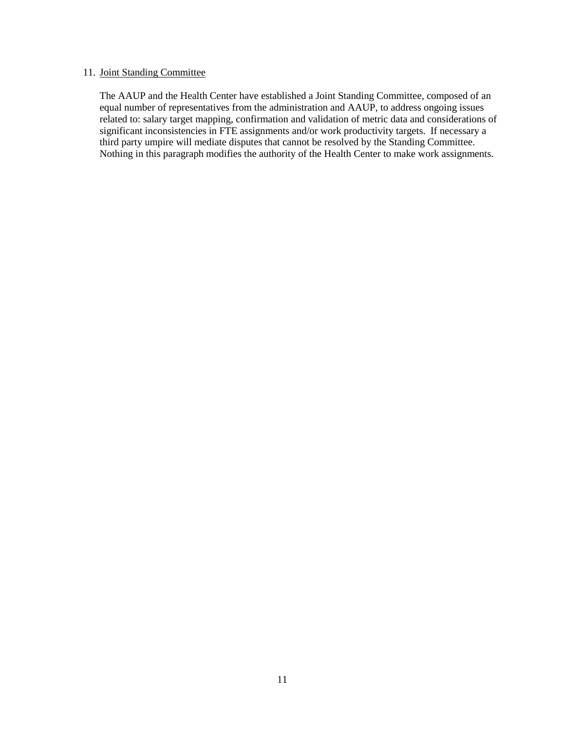11. Joint Standing Committee

    The AAUP and the Health Center have established a Joint Standing Committee, composed of an equal number of representatives from the administration and AAUP, to address ongoing issues related to: salary target mapping, confirmation and validation of metric data and considerations of significant inconsistencies in FTE assignments and/or work productivity targets. If necessary a third party umpire will mediate disputes that cannot be resolved by the Standing Committee. Nothing in this paragraph modifies the authority of the Health Center to make work assignments.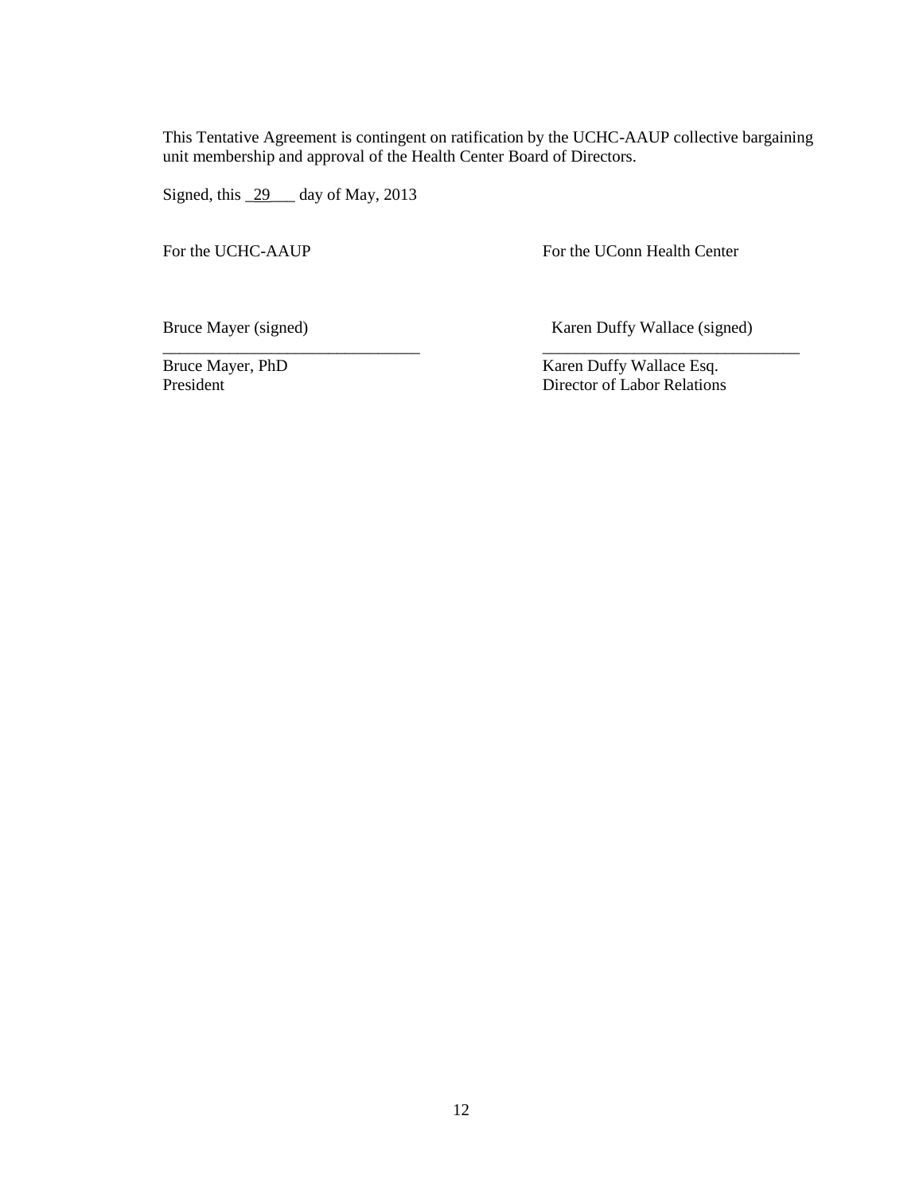This Tentative Agreement is contingent on ratification by the UCHC-AAUP collective bargaining unit membership and approval of the Health Center Board of Directors.

Signed, this _29___ day of May, 2013

| For the UCHC-AAUP | For the UConn Health Center |
| --- | --- |
| Bruce Mayer (signed) | Karen Duffy Wallace (signed) |
| _______________________________ | _______________________________ |
| Bruce Mayer, PhD | Karen Duffy Wallace Esq. |
| President | Director of Labor Relations |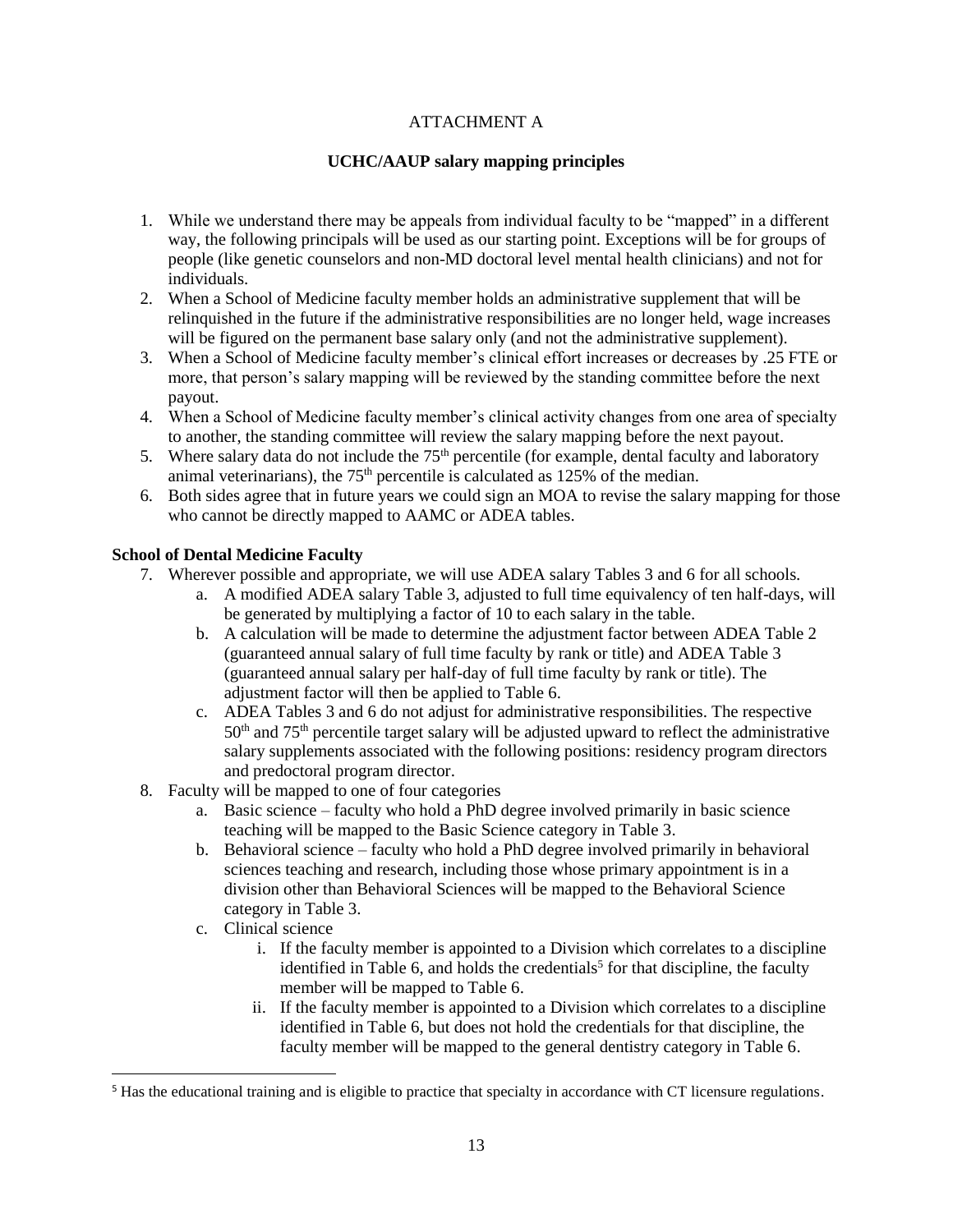ATTACHMENT A

**UCHC/AAUP salary mapping principles**

1. While we understand there may be appeals from individual faculty to be "mapped" in a different way, the following principals will be used as our starting point. Exceptions will be for groups of people (like genetic counselors and non-MD doctoral level mental health clinicians) and not for individuals.
2. When a School of Medicine faculty member holds an administrative supplement that will be relinquished in the future if the administrative responsibilities are no longer held, wage increases will be figured on the permanent base salary only (and not the administrative supplement).
3. When a School of Medicine faculty member's clinical effort increases or decreases by .25 FTE or more, that person's salary mapping will be reviewed by the standing committee before the next payout.
4. When a School of Medicine faculty member's clinical activity changes from one area of specialty to another, the standing committee will review the salary mapping before the next payout.
5. Where salary data do not include the 75th percentile (for example, dental faculty and laboratory animal veterinarians), the 75th percentile is calculated as 125% of the median.
6. Both sides agree that in future years we could sign an MOA to revise the salary mapping for those who cannot be directly mapped to AAMC or ADEA tables.

**School of Dental Medicine Faculty**

7. Wherever possible and appropriate, we will use ADEA salary Tables 3 and 6 for all schools.
   a. A modified ADEA salary Table 3, adjusted to full time equivalency of ten half-days, will be generated by multiplying a factor of 10 to each salary in the table.
   b. A calculation will be made to determine the adjustment factor between ADEA Table 2 (guaranteed annual salary of full time faculty by rank or title) and ADEA Table 3 (guaranteed annual salary per half-day of full time faculty by rank or title). The adjustment factor will then be applied to Table 6.
   c. ADEA Tables 3 and 6 do not adjust for administrative responsibilities. The respective 50th and 75th percentile target salary will be adjusted upward to reflect the administrative salary supplements associated with the following positions: residency program directors and predoctoral program director.
8. Faculty will be mapped to one of four categories
   a. Basic science – faculty who hold a PhD degree involved primarily in basic science teaching will be mapped to the Basic Science category in Table 3.
   b. Behavioral science – faculty who hold a PhD degree involved primarily in behavioral sciences teaching and research, including those whose primary appointment is in a division other than Behavioral Sciences will be mapped to the Behavioral Science category in Table 3.
   c. Clinical science
      i. If the faculty member is appointed to a Division which correlates to a discipline identified in Table 6, and holds the credentials[5] for that discipline, the faculty member will be mapped to Table 6.
      ii. If the faculty member is appointed to a Division which correlates to a discipline identified in Table 6, but does not hold the credentials for that discipline, the faculty member will be mapped to the general dentistry category in Table 6.

[5] Has the educational training and is eligible to practice that specialty in accordance with CT licensure regulations.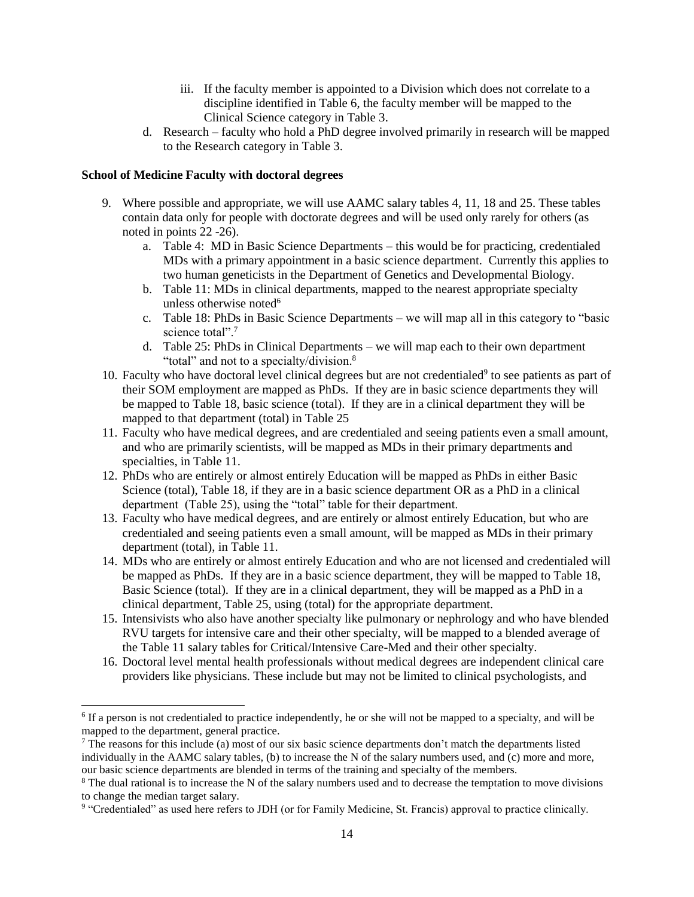iii. If the faculty member is appointed to a Division which does not correlate to a discipline identified in Table 6, the faculty member will be mapped to the Clinical Science category in Table 3.

d. Research – faculty who hold a PhD degree involved primarily in research will be mapped to the Research category in Table 3.

**School of Medicine Faculty with doctoral degrees**

9. Where possible and appropriate, we will use AAMC salary tables 4, 11, 18 and 25. These tables contain data only for people with doctorate degrees and will be used only rarely for others (as noted in points 22 -26).
   a. Table 4: MD in Basic Science Departments – this would be for practicing, credentialed MDs with a primary appointment in a basic science department. Currently this applies to two human geneticists in the Department of Genetics and Developmental Biology.
   b. Table 11: MDs in clinical departments, mapped to the nearest appropriate specialty unless otherwise noted[6]
   c. Table 18: PhDs in Basic Science Departments – we will map all in this category to "basic science total".[7]
   d. Table 25: PhDs in Clinical Departments – we will map each to their own department "total" and not to a specialty/division.[8]
10. Faculty who have doctoral level clinical degrees but are not credentialed[9] to see patients as part of their SOM employment are mapped as PhDs. If they are in basic science departments they will be mapped to Table 18, basic science (total). If they are in a clinical department they will be mapped to that department (total) in Table 25
11. Faculty who have medical degrees, and are credentialed and seeing patients even a small amount, and who are primarily scientists, will be mapped as MDs in their primary departments and specialties, in Table 11.
12. PhDs who are entirely or almost entirely Education will be mapped as PhDs in either Basic Science (total), Table 18, if they are in a basic science department OR as a PhD in a clinical department (Table 25), using the "total" table for their department.
13. Faculty who have medical degrees, and are entirely or almost entirely Education, but who are credentialed and seeing patients even a small amount, will be mapped as MDs in their primary department (total), in Table 11.
14. MDs who are entirely or almost entirely Education and who are not licensed and credentialed will be mapped as PhDs. If they are in a basic science department, they will be mapped to Table 18, Basic Science (total). If they are in a clinical department, they will be mapped as a PhD in a clinical department, Table 25, using (total) for the appropriate department.
15. Intensivists who also have another specialty like pulmonary or nephrology and who have blended RVU targets for intensive care and their other specialty, will be mapped to a blended average of the Table 11 salary tables for Critical/Intensive Care-Med and their other specialty.
16. Doctoral level mental health professionals without medical degrees are independent clinical care providers like physicians. These include but may not be limited to clinical psychologists, and

---

[6] If a person is not credentialed to practice independently, he or she will not be mapped to a specialty, and will be mapped to the department, general practice.

[7] The reasons for this include (a) most of our six basic science departments don't match the departments listed individually in the AAMC salary tables, (b) to increase the N of the salary numbers used, and (c) more and more, our basic science departments are blended in terms of the training and specialty of the members.

[8] The dual rational is to increase the N of the salary numbers used and to decrease the temptation to move divisions to change the median target salary.

[9] "Credentialed" as used here refers to JDH (or for Family Medicine, St. Francis) approval to practice clinically.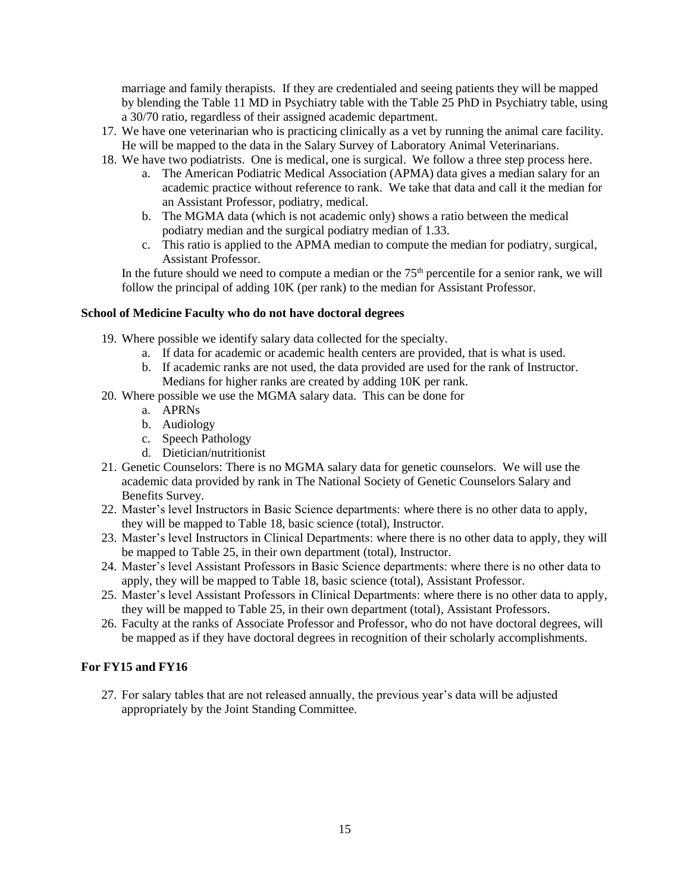marriage and family therapists. If they are credentialed and seeing patients they will be mapped by blending the Table 11 MD in Psychiatry table with the Table 25 PhD in Psychiatry table, using a 30/70 ratio, regardless of their assigned academic department.

17. We have one veterinarian who is practicing clinically as a vet by running the animal care facility. He will be mapped to the data in the Salary Survey of Laboratory Animal Veterinarians.
18. We have two podiatrists. One is medical, one is surgical. We follow a three step process here.
    a. The American Podiatric Medical Association (APMA) data gives a median salary for an academic practice without reference to rank. We take that data and call it the median for an Assistant Professor, podiatry, medical.
    b. The MGMA data (which is not academic only) shows a ratio between the medical podiatry median and the surgical podiatry median of 1.33.
    c. This ratio is applied to the APMA median to compute the median for podiatry, surgical, Assistant Professor.

    In the future should we need to compute a median or the 75[th] percentile for a senior rank, we will follow the principal of adding 10K (per rank) to the median for Assistant Professor.

**School of Medicine Faculty who do not have doctoral degrees**

19. Where possible we identify salary data collected for the specialty.
    a. If data for academic or academic health centers are provided, that is what is used.
    b. If academic ranks are not used, the data provided are used for the rank of Instructor. Medians for higher ranks are created by adding 10K per rank.
20. Where possible we use the MGMA salary data. This can be done for
    a. APRNs
    b. Audiology
    c. Speech Pathology
    d. Dietician/nutritionist
21. Genetic Counselors: There is no MGMA salary data for genetic counselors. We will use the academic data provided by rank in The National Society of Genetic Counselors Salary and Benefits Survey.
22. Master's level Instructors in Basic Science departments: where there is no other data to apply, they will be mapped to Table 18, basic science (total), Instructor.
23. Master's level Instructors in Clinical Departments: where there is no other data to apply, they will be mapped to Table 25, in their own department (total), Instructor.
24. Master's level Assistant Professors in Basic Science departments: where there is no other data to apply, they will be mapped to Table 18, basic science (total), Assistant Professor.
25. Master's level Assistant Professors in Clinical Departments: where there is no other data to apply, they will be mapped to Table 25, in their own department (total), Assistant Professors.
26. Faculty at the ranks of Associate Professor and Professor, who do not have doctoral degrees, will be mapped as if they have doctoral degrees in recognition of their scholarly accomplishments.

**For FY15 and FY16**

27. For salary tables that are not released annually, the previous year's data will be adjusted appropriately by the Joint Standing Committee.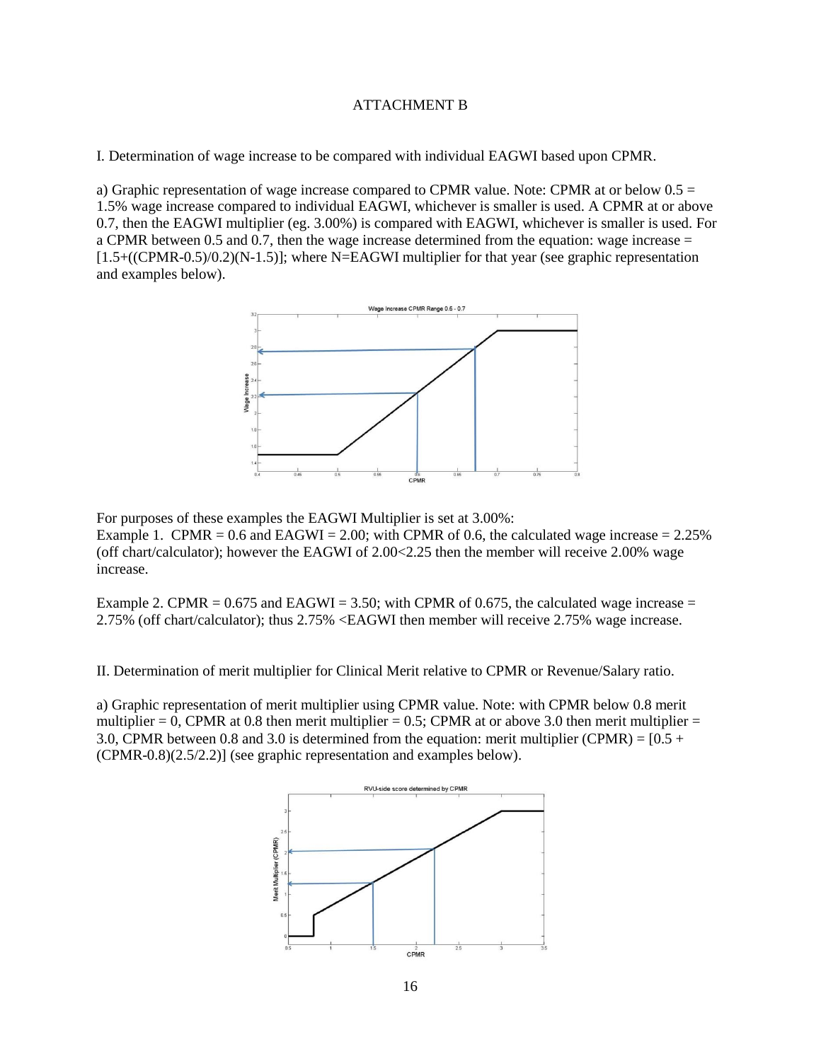ATTACHMENT B

I. Determination of wage increase to be compared with individual EAGWI based upon CPMR.

a) Graphic representation of wage increase compared to CPMR value. Note: CPMR at or below 0.5 = 1.5% wage increase compared to individual EAGWI, whichever is smaller is used. A CPMR at or above 0.7, then the EAGWI multiplier (eg. 3.00%) is compared with EAGWI, whichever is smaller is used. For a CPMR between 0.5 and 0.7, then the wage increase determined from the equation: wage increase = $[1.5+((CPMR-0.5)/0.2)(N-1.5)]$; where N=EAGWI multiplier for that year (see graphic representation and examples below).

For purposes of these examples the EAGWI Multiplier is set at 3.00%:
Example 1. CPMR = 0.6 and EAGWI = 2.00; with CPMR of 0.6, the calculated wage increase = 2.25% (off chart/calculator); however the EAGWI of 2.00<2.25 then the member will receive 2.00% wage increase.

Example 2. CPMR = 0.675 and EAGWI = 3.50; with CPMR of 0.675, the calculated wage increase = 2.75% (off chart/calculator); thus 2.75% <EAGWI then member will receive 2.75% wage increase.

II. Determination of merit multiplier for Clinical Merit relative to CPMR or Revenue/Salary ratio.

a) Graphic representation of merit multiplier using CPMR value. Note: with CPMR below 0.8 merit multiplier = 0, CPMR at 0.8 then merit multiplier = 0.5; CPMR at or above 3.0 then merit multiplier = 3.0, CPMR between 0.8 and 3.0 is determined from the equation: merit multiplier (CPMR) = $[0.5 + (CPMR-0.8)(2.5/2.2)]$ (see graphic representation and examples below).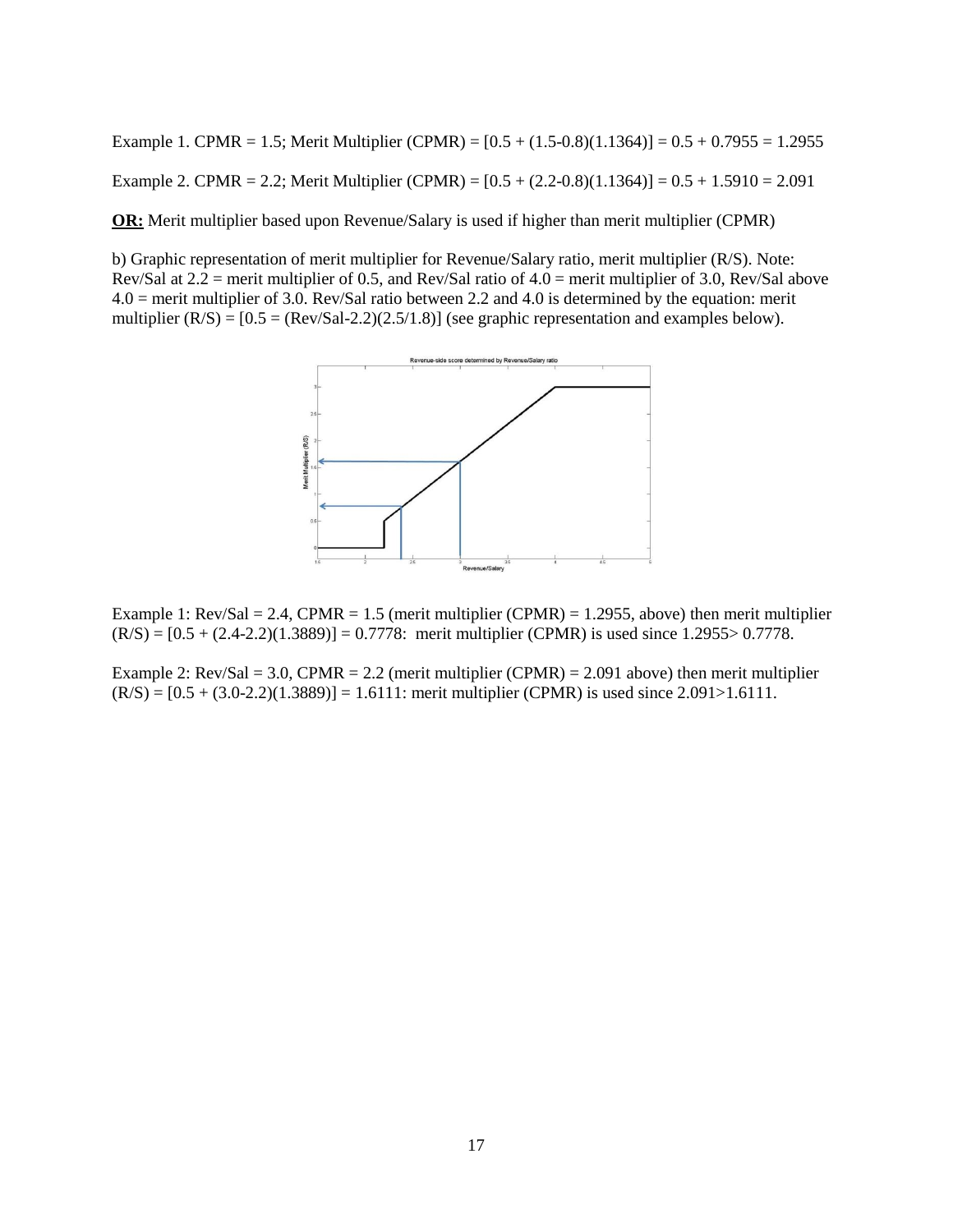Example 1. CPMR = 1.5; Merit Multiplier (CPMR) = $[0.5 + (1.5\text{-}0.8)(1.1364)] = 0.5 + 0.7955 = 1.2955$

Example 2. CPMR = 2.2; Merit Multiplier (CPMR) = $[0.5 + (2.2\text{-}0.8)(1.1364)] = 0.5 + 1.5910 = 2.091$

**OR:** Merit multiplier based upon Revenue/Salary is used if higher than merit multiplier (CPMR)

b) Graphic representation of merit multiplier for Revenue/Salary ratio, merit multiplier (R/S). Note: Rev/Sal at 2.2 = merit multiplier of 0.5, and Rev/Sal ratio of 4.0 = merit multiplier of 3.0, Rev/Sal above 4.0 = merit multiplier of 3.0. Rev/Sal ratio between 2.2 and 4.0 is determined by the equation: merit multiplier (R/S) = $[0.5 = (\text{Rev/Sal}\text{-}2.2)(2.5/1.8)]$ (see graphic representation and examples below).

Example 1: Rev/Sal = 2.4, CPMR = 1.5 (merit multiplier (CPMR) = 1.2955, above) then merit multiplier (R/S) = $[0.5 + (2.4\text{-}2.2)(1.3889)] = 0.7778$: merit multiplier (CPMR) is used since $1.2955 > 0.7778$.

Example 2: Rev/Sal = 3.0, CPMR = 2.2 (merit multiplier (CPMR) = 2.091 above) then merit multiplier (R/S) = $[0.5 + (3.0\text{-}2.2)(1.3889)] = 1.6111$: merit multiplier (CPMR) is used since $2.091 > 1.6111$.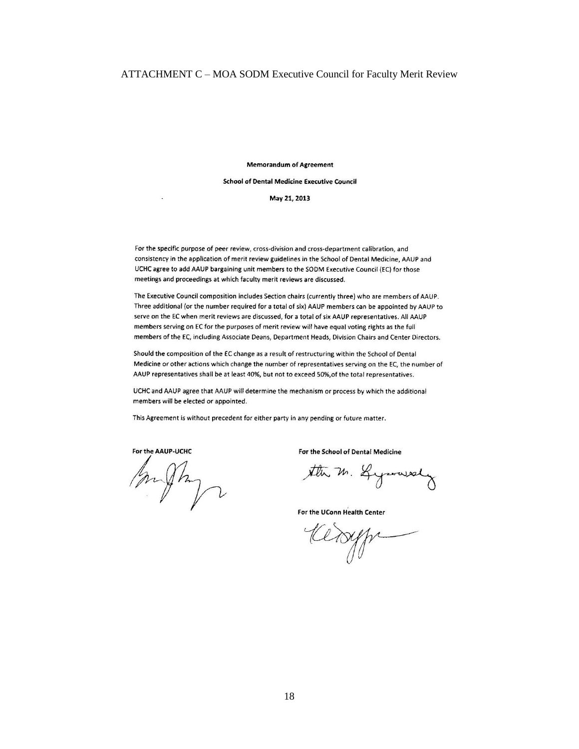ATTACHMENT C – MOA SODM Executive Council for Faculty Merit Review

**Memorandum of Agreement**

**School of Dental Medicine Executive Council**

**May 21, 2013**

For the specific purpose of peer review, cross-division and cross-department calibration, and consistency in the application of merit review guidelines in the School of Dental Medicine, AAUP and UCHC agree to add AAUP bargaining unit members to the SODM Executive Council (EC) for those meetings and proceedings at which faculty merit reviews are discussed.

The Executive Council composition includes Section chairs (currently three) who are members of AAUP. Three additional (or the number required for a total of six) AAUP members can be appointed by AAUP to serve on the EC when merit reviews are discussed, for a total of six AAUP representatives. All AAUP members serving on EC for the purposes of merit review will have equal voting rights as the full members of the EC, including Associate Deans, Department Heads, Division Chairs and Center Directors.

Should the composition of the EC change as a result of restructuring within the School of Dental Medicine or other actions which change the number of representatives serving on the EC, the number of AAUP representatives shall be at least 40%, but not to exceed 50%,of the total representatives.

UCHC and AAUP agree that AAUP will determine the mechanism or process by which the additional members will be elected or appointed.

This Agreement is without precedent for either party in any pending or future matter.

**For the AAUP-UCHC**

**For the School of Dental Medicine**

**For the UConn Health Center**